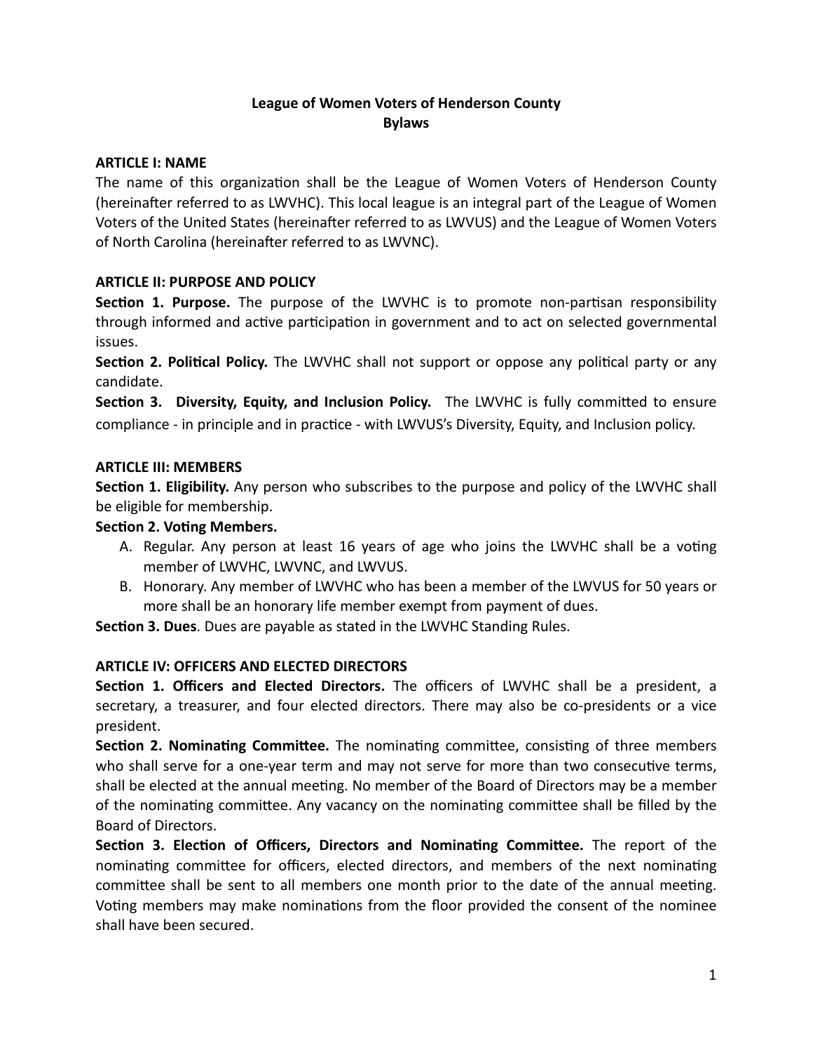# League of Women Voters of Henderson County
# Bylaws

## ARTICLE I: NAME

The name of this organization shall be the League of Women Voters of Henderson County (hereinafter referred to as LWVHC). This local league is an integral part of the League of Women Voters of the United States (hereinafter referred to as LWVUS) and the League of Women Voters of North Carolina (hereinafter referred to as LWVNC).

## ARTICLE II: PURPOSE AND POLICY

**Section 1. Purpose.** The purpose of the LWVHC is to promote non-partisan responsibility through informed and active participation in government and to act on selected governmental issues.

**Section 2. Political Policy.** The LWVHC shall not support or oppose any political party or any candidate.

**Section 3. Diversity, Equity, and Inclusion Policy.** The LWVHC is fully committed to ensure compliance - in principle and in practice - with LWVUS's Diversity, Equity, and Inclusion policy.

## ARTICLE III: MEMBERS

**Section 1. Eligibility.** Any person who subscribes to the purpose and policy of the LWVHC shall be eligible for membership.

**Section 2. Voting Members.**

A. Regular. Any person at least 16 years of age who joins the LWVHC shall be a voting member of LWVHC, LWVNC, and LWVUS.

B. Honorary. Any member of LWVHC who has been a member of the LWVUS for 50 years or more shall be an honorary life member exempt from payment of dues.

**Section 3. Dues**. Dues are payable as stated in the LWVHC Standing Rules.

## ARTICLE IV: OFFICERS AND ELECTED DIRECTORS

**Section 1. Officers and Elected Directors.** The officers of LWVHC shall be a president, a secretary, a treasurer, and four elected directors. There may also be co-presidents or a vice president.

**Section 2. Nominating Committee.** The nominating committee, consisting of three members who shall serve for a one-year term and may not serve for more than two consecutive terms, shall be elected at the annual meeting. No member of the Board of Directors may be a member of the nominating committee. Any vacancy on the nominating committee shall be filled by the Board of Directors.

**Section 3. Election of Officers, Directors and Nominating Committee.** The report of the nominating committee for officers, elected directors, and members of the next nominating committee shall be sent to all members one month prior to the date of the annual meeting. Voting members may make nominations from the floor provided the consent of the nominee shall have been secured.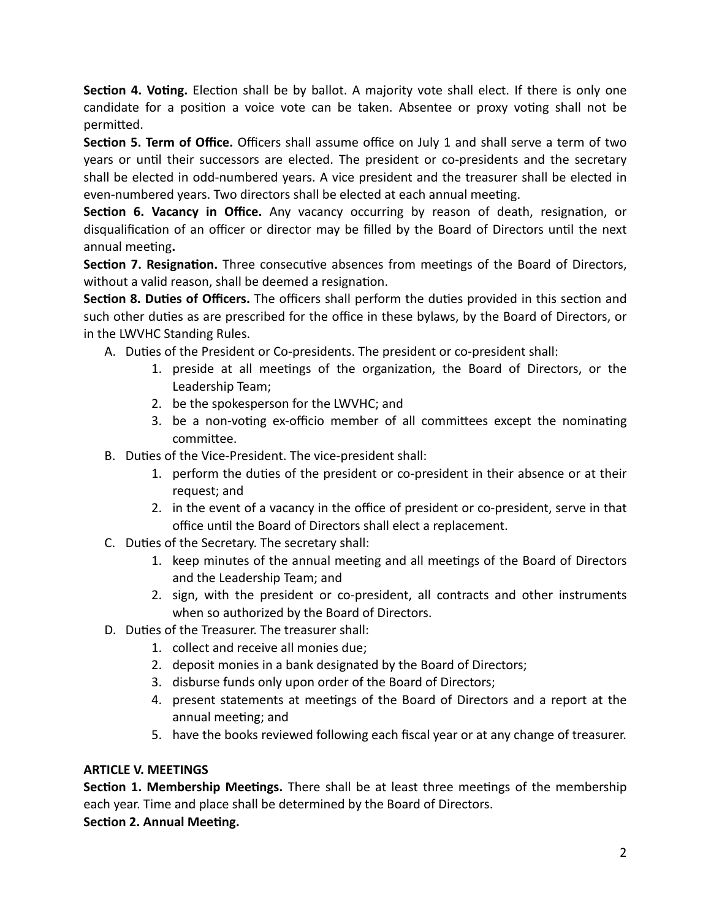**Section 4. Voting.** Election shall be by ballot. A majority vote shall elect. If there is only one candidate for a position a voice vote can be taken. Absentee or proxy voting shall not be permitted.

**Section 5. Term of Office.** Officers shall assume office on July 1 and shall serve a term of two years or until their successors are elected. The president or co-presidents and the secretary shall be elected in odd-numbered years. A vice president and the treasurer shall be elected in even-numbered years. Two directors shall be elected at each annual meeting.

**Section 6. Vacancy in Office.** Any vacancy occurring by reason of death, resignation, or disqualification of an officer or director may be filled by the Board of Directors until the next annual meeting**.**

**Section 7. Resignation.** Three consecutive absences from meetings of the Board of Directors, without a valid reason, shall be deemed a resignation.

**Section 8. Duties of Officers.** The officers shall perform the duties provided in this section and such other duties as are prescribed for the office in these bylaws, by the Board of Directors, or in the LWVHC Standing Rules.

A. Duties of the President or Co-presidents. The president or co-president shall:
   1. preside at all meetings of the organization, the Board of Directors, or the Leadership Team;
   2. be the spokesperson for the LWVHC; and
   3. be a non-voting ex-officio member of all committees except the nominating committee.

B. Duties of the Vice-President. The vice-president shall:
   1. perform the duties of the president or co-president in their absence or at their request; and
   2. in the event of a vacancy in the office of president or co-president, serve in that office until the Board of Directors shall elect a replacement.

C. Duties of the Secretary. The secretary shall:
   1. keep minutes of the annual meeting and all meetings of the Board of Directors and the Leadership Team; and
   2. sign, with the president or co-president, all contracts and other instruments when so authorized by the Board of Directors.

D. Duties of the Treasurer. The treasurer shall:
   1. collect and receive all monies due;
   2. deposit monies in a bank designated by the Board of Directors;
   3. disburse funds only upon order of the Board of Directors;
   4. present statements at meetings of the Board of Directors and a report at the annual meeting; and
   5. have the books reviewed following each fiscal year or at any change of treasurer.

**ARTICLE V. MEETINGS**

**Section 1. Membership Meetings.** There shall be at least three meetings of the membership each year. Time and place shall be determined by the Board of Directors.

**Section 2. Annual Meeting.**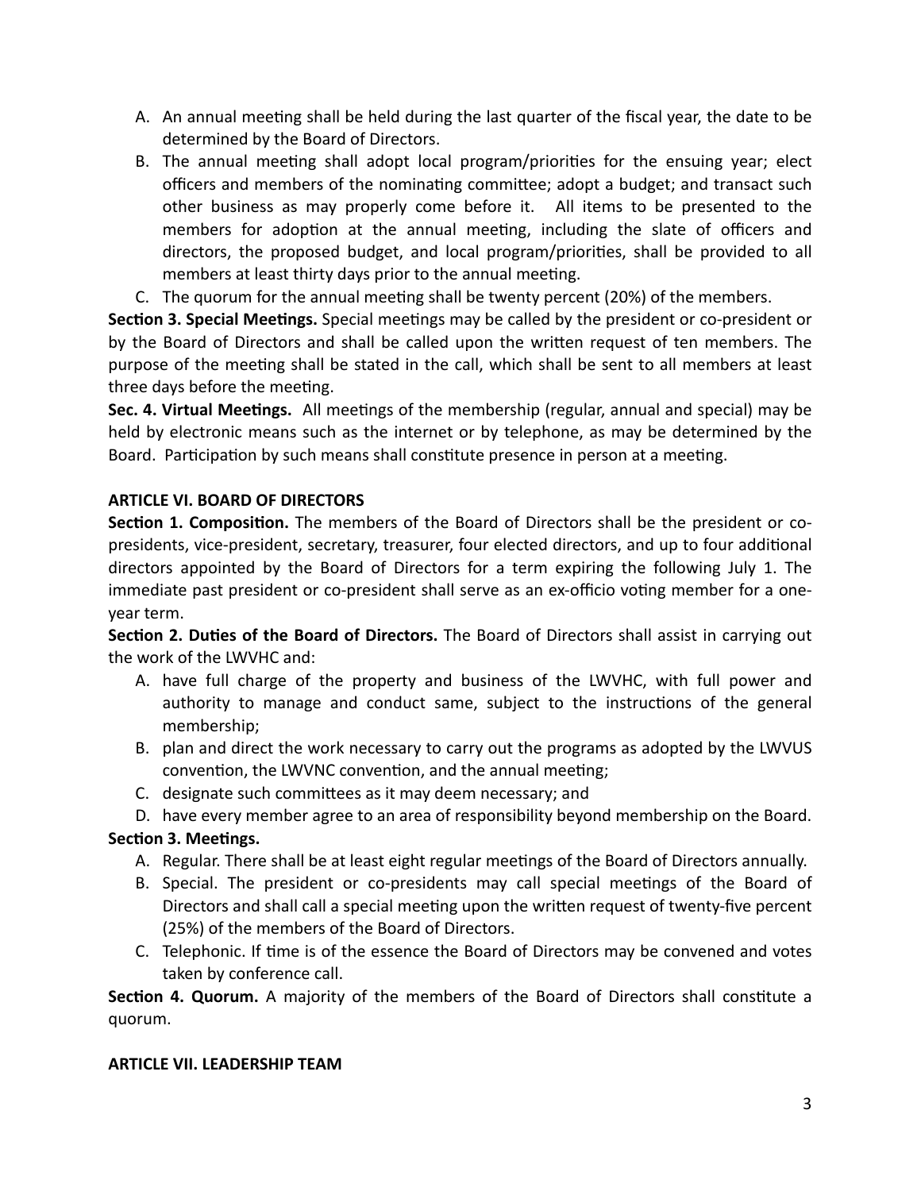A. An annual meeting shall be held during the last quarter of the fiscal year, the date to be determined by the Board of Directors.
B. The annual meeting shall adopt local program/priorities for the ensuing year; elect officers and members of the nominating committee; adopt a budget; and transact such other business as may properly come before it. All items to be presented to the members for adoption at the annual meeting, including the slate of officers and directors, the proposed budget, and local program/priorities, shall be provided to all members at least thirty days prior to the annual meeting.
C. The quorum for the annual meeting shall be twenty percent (20%) of the members.

**Section 3. Special Meetings.** Special meetings may be called by the president or co-president or by the Board of Directors and shall be called upon the written request of ten members. The purpose of the meeting shall be stated in the call, which shall be sent to all members at least three days before the meeting.

**Sec. 4. Virtual Meetings.** All meetings of the membership (regular, annual and special) may be held by electronic means such as the internet or by telephone, as may be determined by the Board. Participation by such means shall constitute presence in person at a meeting.

## ARTICLE VI. BOARD OF DIRECTORS

**Section 1. Composition.** The members of the Board of Directors shall be the president or co-presidents, vice-president, secretary, treasurer, four elected directors, and up to four additional directors appointed by the Board of Directors for a term expiring the following July 1. The immediate past president or co-president shall serve as an ex-officio voting member for a one-year term.

**Section 2. Duties of the Board of Directors.** The Board of Directors shall assist in carrying out the work of the LWVHC and:

A. have full charge of the property and business of the LWVHC, with full power and authority to manage and conduct same, subject to the instructions of the general membership;
B. plan and direct the work necessary to carry out the programs as adopted by the LWVUS convention, the LWVNC convention, and the annual meeting;
C. designate such committees as it may deem necessary; and
D. have every member agree to an area of responsibility beyond membership on the Board.

**Section 3. Meetings.**

A. Regular. There shall be at least eight regular meetings of the Board of Directors annually.
B. Special. The president or co-presidents may call special meetings of the Board of Directors and shall call a special meeting upon the written request of twenty-five percent (25%) of the members of the Board of Directors.
C. Telephonic. If time is of the essence the Board of Directors may be convened and votes taken by conference call.

**Section 4. Quorum.** A majority of the members of the Board of Directors shall constitute a quorum.

## ARTICLE VII. LEADERSHIP TEAM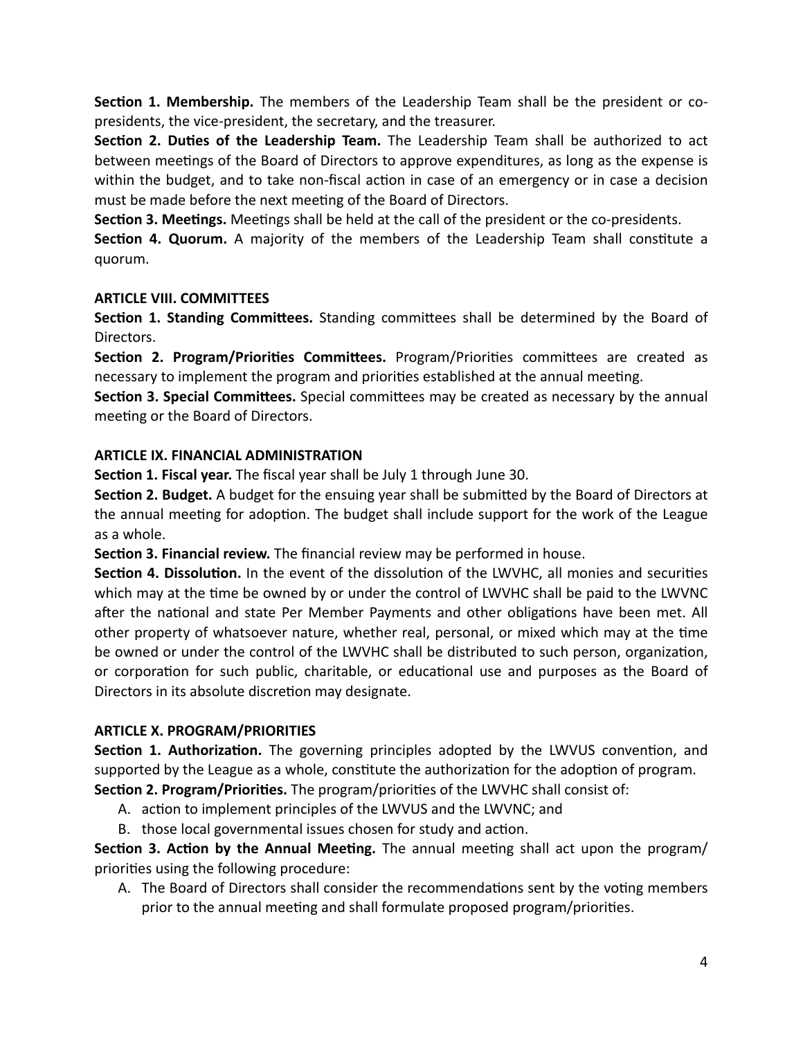**Section 1. Membership.** The members of the Leadership Team shall be the president or co-presidents, the vice-president, the secretary, and the treasurer.

**Section 2. Duties of the Leadership Team.** The Leadership Team shall be authorized to act between meetings of the Board of Directors to approve expenditures, as long as the expense is within the budget, and to take non-fiscal action in case of an emergency or in case a decision must be made before the next meeting of the Board of Directors.

**Section 3. Meetings.** Meetings shall be held at the call of the president or the co-presidents.

**Section 4. Quorum.** A majority of the members of the Leadership Team shall constitute a quorum.

## ARTICLE VIII. COMMITTEES

**Section 1. Standing Committees.** Standing committees shall be determined by the Board of Directors.

**Section 2. Program/Priorities Committees.** Program/Priorities committees are created as necessary to implement the program and priorities established at the annual meeting.

**Section 3. Special Committees.** Special committees may be created as necessary by the annual meeting or the Board of Directors.

## ARTICLE IX. FINANCIAL ADMINISTRATION

**Section 1. Fiscal year.** The fiscal year shall be July 1 through June 30.

**Section 2. Budget.** A budget for the ensuing year shall be submitted by the Board of Directors at the annual meeting for adoption. The budget shall include support for the work of the League as a whole.

**Section 3. Financial review.** The financial review may be performed in house.

**Section 4. Dissolution.** In the event of the dissolution of the LWVHC, all monies and securities which may at the time be owned by or under the control of LWVHC shall be paid to the LWVNC after the national and state Per Member Payments and other obligations have been met. All other property of whatsoever nature, whether real, personal, or mixed which may at the time be owned or under the control of the LWVHC shall be distributed to such person, organization, or corporation for such public, charitable, or educational use and purposes as the Board of Directors in its absolute discretion may designate.

## ARTICLE X. PROGRAM/PRIORITIES

**Section 1. Authorization.** The governing principles adopted by the LWVUS convention, and supported by the League as a whole, constitute the authorization for the adoption of program.

**Section 2. Program/Priorities.** The program/priorities of the LWVHC shall consist of:

A. action to implement principles of the LWVUS and the LWVNC; and
B. those local governmental issues chosen for study and action.

**Section 3. Action by the Annual Meeting.** The annual meeting shall act upon the program/ priorities using the following procedure:

A. The Board of Directors shall consider the recommendations sent by the voting members prior to the annual meeting and shall formulate proposed program/priorities.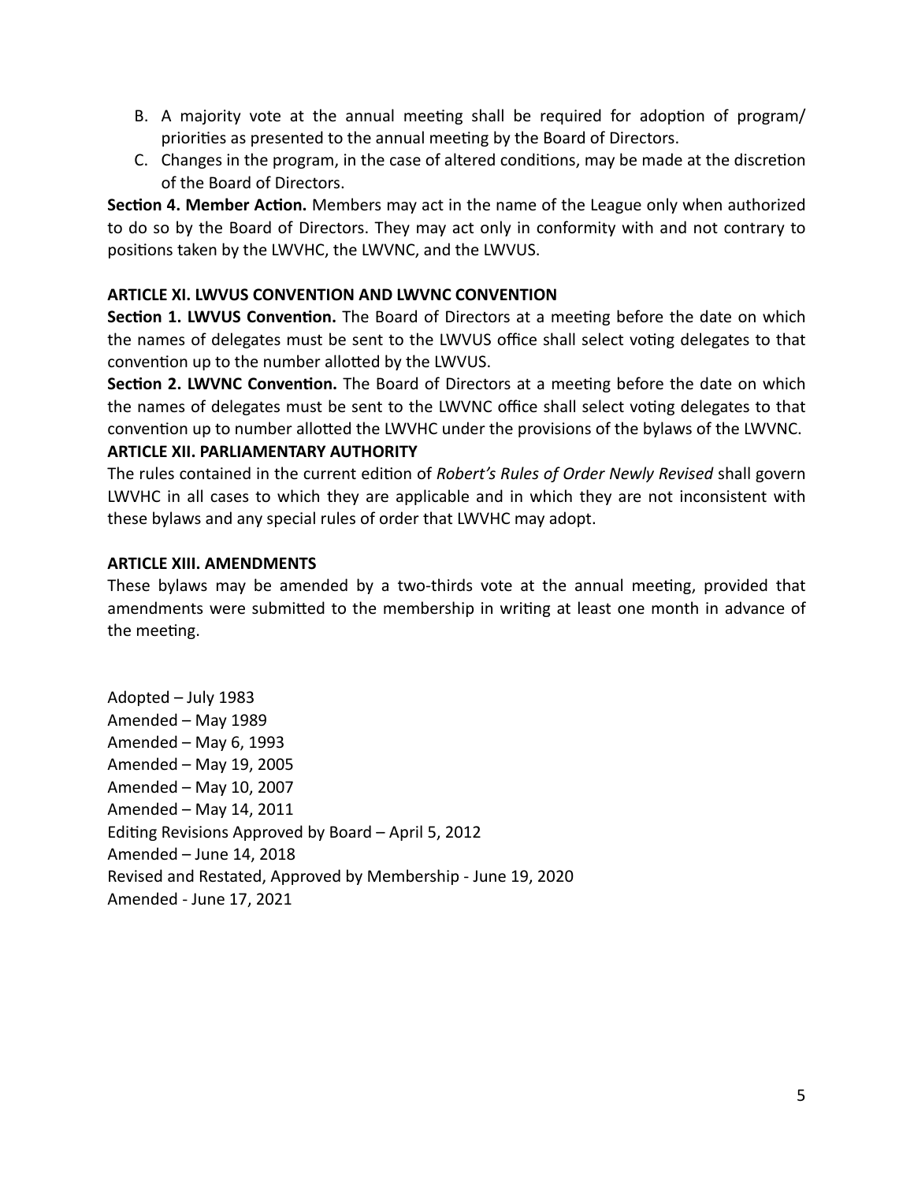B. A majority vote at the annual meeting shall be required for adoption of program/ priorities as presented to the annual meeting by the Board of Directors.

C. Changes in the program, in the case of altered conditions, may be made at the discretion of the Board of Directors.

**Section 4. Member Action.** Members may act in the name of the League only when authorized to do so by the Board of Directors. They may act only in conformity with and not contrary to positions taken by the LWVHC, the LWVNC, and the LWVUS.

**ARTICLE XI. LWVUS CONVENTION AND LWVNC CONVENTION**

**Section 1. LWVUS Convention.** The Board of Directors at a meeting before the date on which the names of delegates must be sent to the LWVUS office shall select voting delegates to that convention up to the number allotted by the LWVUS.

**Section 2. LWVNC Convention.** The Board of Directors at a meeting before the date on which the names of delegates must be sent to the LWVNC office shall select voting delegates to that convention up to number allotted the LWVHC under the provisions of the bylaws of the LWVNC.

**ARTICLE XII. PARLIAMENTARY AUTHORITY**

The rules contained in the current edition of *Robert's Rules of Order Newly Revised* shall govern LWVHC in all cases to which they are applicable and in which they are not inconsistent with these bylaws and any special rules of order that LWVHC may adopt.

**ARTICLE XIII. AMENDMENTS**

These bylaws may be amended by a two-thirds vote at the annual meeting, provided that amendments were submitted to the membership in writing at least one month in advance of the meeting.

Adopted – July 1983
Amended – May 1989
Amended – May 6, 1993
Amended – May 19, 2005
Amended – May 10, 2007
Amended – May 14, 2011
Editing Revisions Approved by Board – April 5, 2012
Amended – June 14, 2018
Revised and Restated, Approved by Membership - June 19, 2020
Amended - June 17, 2021